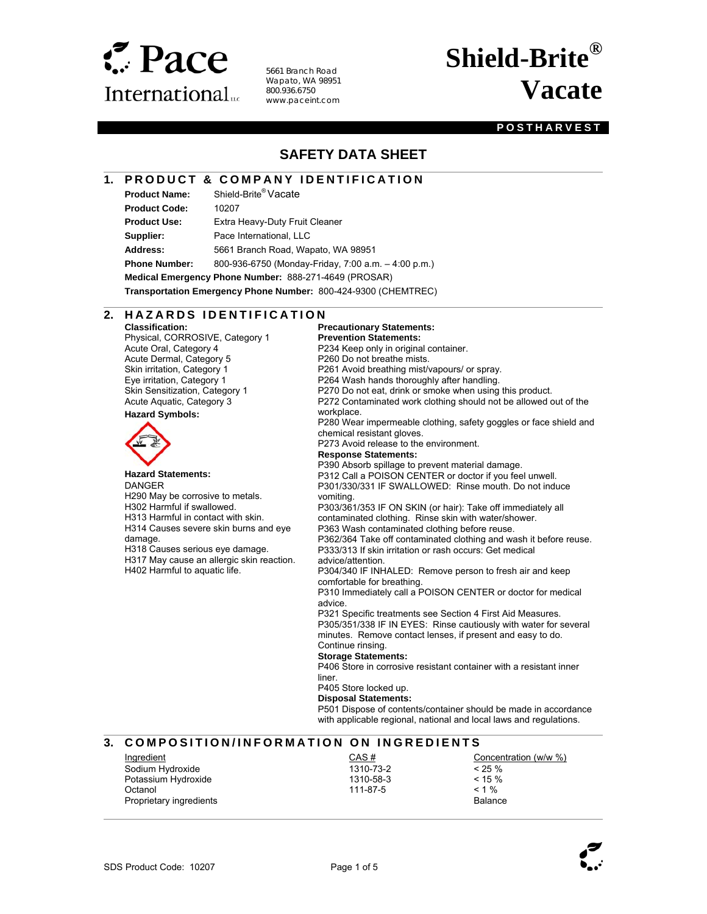Pace International LLC
5661 Branch Road
Wapato, WA 98951
800.936.6750
www.paceint.com

# Shield-Brite® Vacate

**POSTHARVEST**

## SAFETY DATA SHEET

## 1. PRODUCT & COMPANY IDENTIFICATION

**Product Name:** Shield-Brite® Vacate
**Product Code:** 10207
**Product Use:** Extra Heavy-Duty Fruit Cleaner
**Supplier:** Pace International, LLC
**Address:** 5661 Branch Road, Wapato, WA 98951
**Phone Number:** 800-936-6750 (Monday-Friday, 7:00 a.m. – 4:00 p.m.)
**Medical Emergency Phone Number:** 888-271-4649 (PROSAR)
**Transportation Emergency Phone Number:** 800-424-9300 (CHEMTREC)

## 2. HAZARDS IDENTIFICATION

**Classification:**
Physical, CORROSIVE, Category 1
Acute Oral, Category 4
Acute Dermal, Category 5
Skin irritation, Category 1
Eye irritation, Category 1
Skin Sensitization, Category 1
Acute Aquatic, Category 3

**Hazard Symbols:**

**Hazard Statements:**
DANGER
H290 May be corrosive to metals.
H302 Harmful if swallowed.
H313 Harmful in contact with skin.
H314 Causes severe skin burns and eye damage.
H318 Causes serious eye damage.
H317 May cause an allergic skin reaction.
H402 Harmful to aquatic life.

**Precautionary Statements:**

**Prevention Statements:**
P234 Keep only in original container.
P260 Do not breathe mists.
P261 Avoid breathing mist/vapours/ or spray.
P264 Wash hands thoroughly after handling.
P270 Do not eat, drink or smoke when using this product.
P272 Contaminated work clothing should not be allowed out of the workplace.
P280 Wear impermeable clothing, safety goggles or face shield and chemical resistant gloves.
P273 Avoid release to the environment.

**Response Statements:**
P390 Absorb spillage to prevent material damage.
P312 Call a POISON CENTER or doctor if you feel unwell.
P301/330/331 IF SWALLOWED: Rinse mouth. Do not induce vomiting.
P303/361/353 IF ON SKIN (or hair): Take off immediately all contaminated clothing. Rinse skin with water/shower.
P363 Wash contaminated clothing before reuse.
P362/364 Take off contaminated clothing and wash it before reuse.
P333/313 If skin irritation or rash occurs: Get medical advice/attention.
P304/340 IF INHALED: Remove person to fresh air and keep comfortable for breathing.
P310 Immediately call a POISON CENTER or doctor for medical advice.
P321 Specific treatments see Section 4 First Aid Measures.
P305/351/338 IF IN EYES: Rinse cautiously with water for several minutes. Remove contact lenses, if present and easy to do. Continue rinsing.

**Storage Statements:**
P406 Store in corrosive resistant container with a resistant inner liner.
P405 Store locked up.

**Disposal Statements:**
P501 Dispose of contents/container should be made in accordance with applicable regional, national and local laws and regulations.

## 3. COMPOSITION/INFORMATION ON INGREDIENTS

| Ingredient | CAS # | Concentration (w/w %) |
|---|---|---|
| Sodium Hydroxide | 1310-73-2 | < 25 % |
| Potassium Hydroxide | 1310-58-3 | < 15 % |
| Octanol | 111-87-5 | < 1 % |
| Proprietary ingredients | | Balance |

SDS Product Code: 10207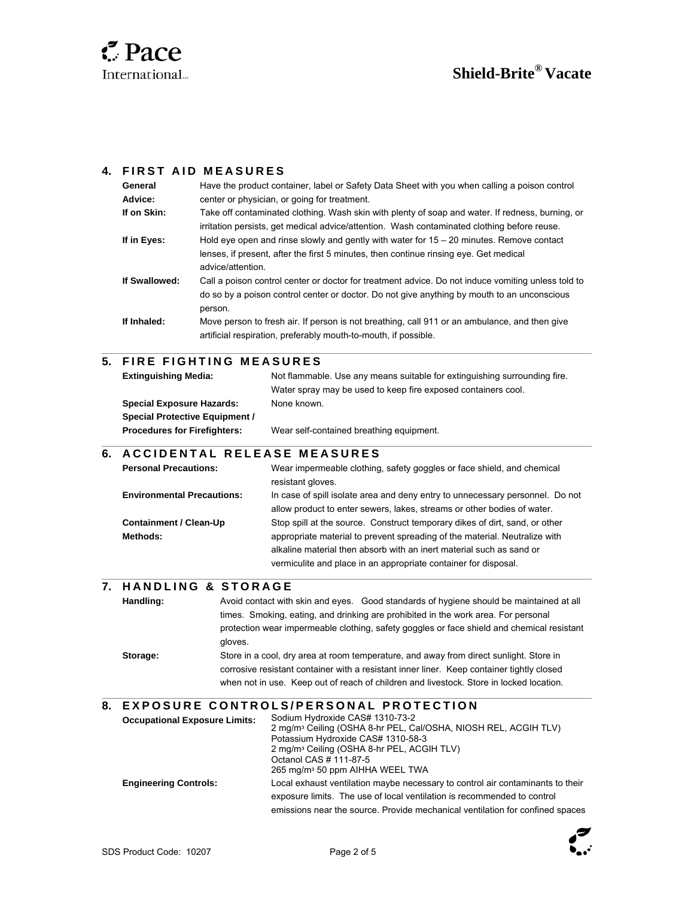## 4. FIRST AID MEASURES

| | |
|---|---|
| **General Advice:** | Have the product container, label or Safety Data Sheet with you when calling a poison control center or physician, or going for treatment. |
| **If on Skin:** | Take off contaminated clothing. Wash skin with plenty of soap and water. If redness, burning, or irritation persists, get medical advice/attention. Wash contaminated clothing before reuse. |
| **If in Eyes:** | Hold eye open and rinse slowly and gently with water for 15 – 20 minutes. Remove contact lenses, if present, after the first 5 minutes, then continue rinsing eye. Get medical advice/attention. |
| **If Swallowed:** | Call a poison control center or doctor for treatment advice. Do not induce vomiting unless told to do so by a poison control center or doctor. Do not give anything by mouth to an unconscious person. |
| **If Inhaled:** | Move person to fresh air. If person is not breathing, call 911 or an ambulance, and then give artificial respiration, preferably mouth-to-mouth, if possible. |

## 5. FIRE FIGHTING MEASURES

| | |
|---|---|
| **Extinguishing Media:** | Not flammable. Use any means suitable for extinguishing surrounding fire. Water spray may be used to keep fire exposed containers cool. |
| **Special Exposure Hazards:** | None known. |
| **Special Protective Equipment / Procedures for Firefighters:** | Wear self-contained breathing equipment. |

## 6. ACCIDENTAL RELEASE MEASURES

| | |
|---|---|
| **Personal Precautions:** | Wear impermeable clothing, safety goggles or face shield, and chemical resistant gloves. |
| **Environmental Precautions:** | In case of spill isolate area and deny entry to unnecessary personnel. Do not allow product to enter sewers, lakes, streams or other bodies of water. |
| **Containment / Clean-Up Methods:** | Stop spill at the source. Construct temporary dikes of dirt, sand, or other appropriate material to prevent spreading of the material. Neutralize with alkaline material then absorb with an inert material such as sand or vermiculite and place in an appropriate container for disposal. |

## 7. HANDLING & STORAGE

| | |
|---|---|
| **Handling:** | Avoid contact with skin and eyes. Good standards of hygiene should be maintained at all times. Smoking, eating, and drinking are prohibited in the work area. For personal protection wear impermeable clothing, safety goggles or face shield and chemical resistant gloves. |
| **Storage:** | Store in a cool, dry area at room temperature, and away from direct sunlight. Store in corrosive resistant container with a resistant inner liner. Keep container tightly closed when not in use. Keep out of reach of children and livestock. Store in locked location. |

## 8. EXPOSURE CONTROLS/PERSONAL PROTECTION

| | |
|---|---|
| **Occupational Exposure Limits:** | Sodium Hydroxide CAS# 1310-73-2<br>2 mg/m³ Ceiling (OSHA 8-hr PEL, Cal/OSHA, NIOSH REL, ACGIH TLV)<br>Potassium Hydroxide CAS# 1310-58-3<br>2 mg/m³ Ceiling (OSHA 8-hr PEL, ACGIH TLV)<br>Octanol CAS # 111-87-5<br>265 mg/m³ 50 ppm AIHHA WEEL TWA |
| **Engineering Controls:** | Local exhaust ventilation maybe necessary to control air contaminants to their exposure limits. The use of local ventilation is recommended to control emissions near the source. Provide mechanical ventilation for confined spaces |

SDS Product Code: 10207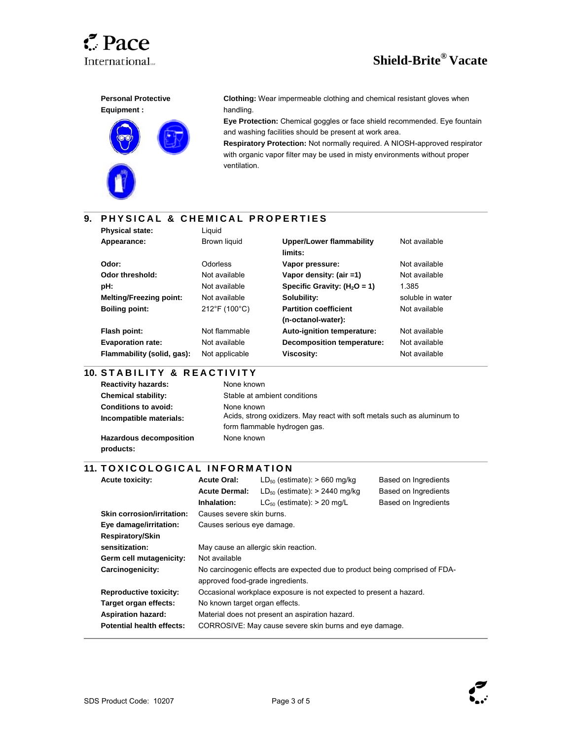**Personal Protective Equipment :**

**Clothing:** Wear impermeable clothing and chemical resistant gloves when handling.
**Eye Protection:** Chemical goggles or face shield recommended. Eye fountain and washing facilities should be present at work area.
**Respiratory Protection:** Not normally required. A NIOSH-approved respirator with organic vapor filter may be used in misty environments without proper ventilation.

## 9. PHYSICAL & CHEMICAL PROPERTIES

| | | | |
|---|---|---|---|
| **Physical state:** | Liquid | | |
| **Appearance:** | Brown liquid | **Upper/Lower flammability limits:** | Not available |
| **Odor:** | Odorless | **Vapor pressure:** | Not available |
| **Odor threshold:** | Not available | **Vapor density: (air =1)** | Not available |
| **pH:** | Not available | **Specific Gravity: ($H_2O$ = 1)** | 1.385 |
| **Melting/Freezing point:** | Not available | **Solubility:** | soluble in water |
| **Boiling point:** | 212°F (100°C) | **Partition coefficient (n-octanol-water):** | Not available |
| **Flash point:** | Not flammable | **Auto-ignition temperature:** | Not available |
| **Evaporation rate:** | Not available | **Decomposition temperature:** | Not available |
| **Flammability (solid, gas):** | Not applicable | **Viscosity:** | Not available |

## 10. STABILITY & REACTIVITY

| | |
|---|---|
| **Reactivity hazards:** | None known |
| **Chemical stability:** | Stable at ambient conditions |
| **Conditions to avoid:** | None known |
| **Incompatible materials:** | Acids, strong oxidizers. May react with soft metals such as aluminum to form flammable hydrogen gas. |
| **Hazardous decomposition products:** | None known |

## 11. TOXICOLOGICAL INFORMATION

| | | | |
|---|---|---|---|
| **Acute toxicity:** | **Acute Oral:** | $LD_{50}$ (estimate): > 660 mg/kg | Based on Ingredients |
| | **Acute Dermal:** | $LD_{50}$ (estimate): > 2440 mg/kg | Based on Ingredients |
| | **Inhalation:** | $LC_{50}$ (estimate): > 20 mg/L | Based on Ingredients |

| | |
|---|---|
| **Skin corrosion/irritation:** | Causes severe skin burns. |
| **Eye damage/irritation:** | Causes serious eye damage. |
| **Respiratory/Skin sensitization:** | May cause an allergic skin reaction. |
| **Germ cell mutagenicity:** | Not available |
| **Carcinogenicity:** | No carcinogenic effects are expected due to product being comprised of FDA-approved food-grade ingredients. |
| **Reproductive toxicity:** | Occasional workplace exposure is not expected to present a hazard. |
| **Target organ effects:** | No known target organ effects. |
| **Aspiration hazard:** | Material does not present an aspiration hazard. |
| **Potential health effects:** | CORROSIVE: May cause severe skin burns and eye damage. |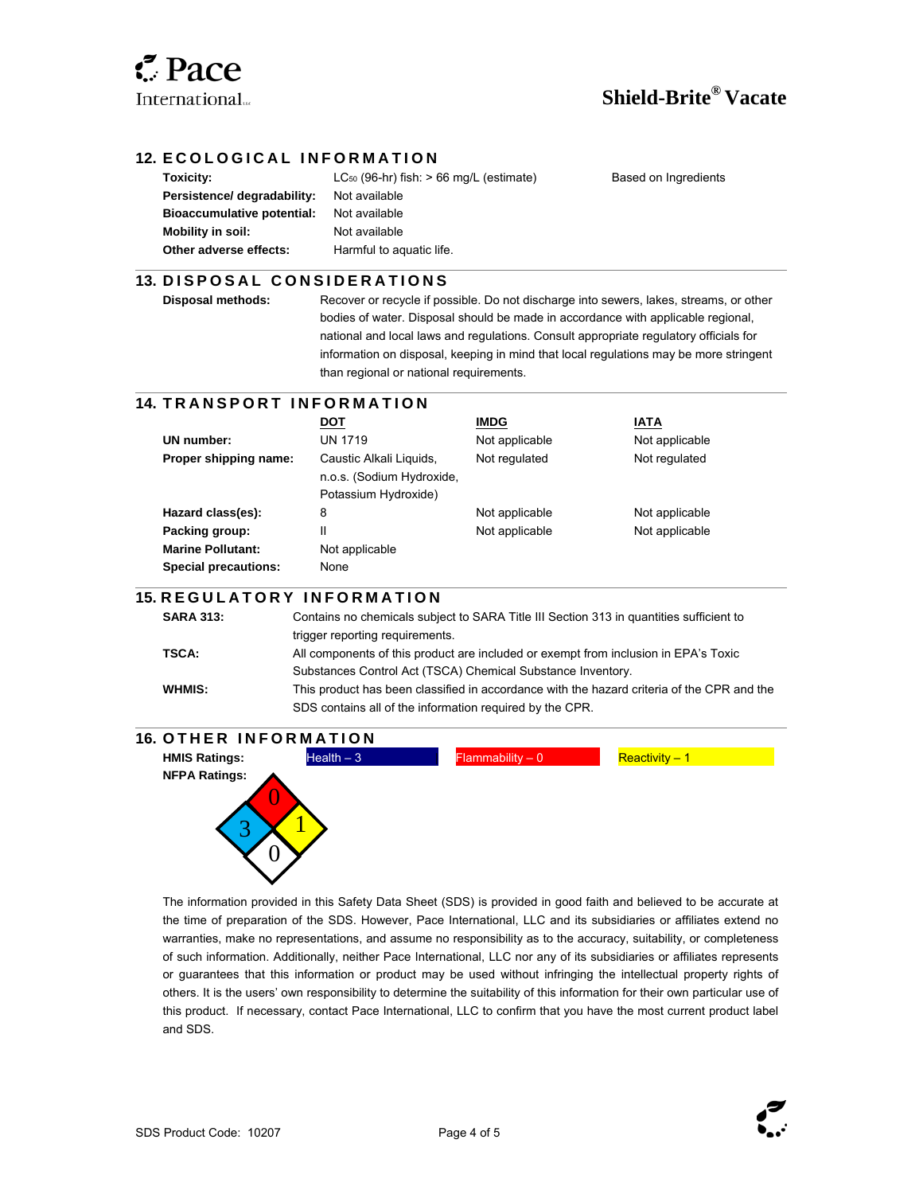## 12. ECOLOGICAL INFORMATION

| | | |
|---|---|---|
| **Toxicity:** | $LC_{50}$ (96-hr) fish: > 66 mg/L (estimate) | Based on Ingredients |
| **Persistence/ degradability:** | Not available | |
| **Bioaccumulative potential:** | Not available | |
| **Mobility in soil:** | Not available | |
| **Other adverse effects:** | Harmful to aquatic life. | |

## 13. DISPOSAL CONSIDERATIONS

**Disposal methods:** Recover or recycle if possible. Do not discharge into sewers, lakes, streams, or other bodies of water. Disposal should be made in accordance with applicable regional, national and local laws and regulations. Consult appropriate regulatory officials for information on disposal, keeping in mind that local regulations may be more stringent than regional or national requirements.

## 14. TRANSPORT INFORMATION

| | DOT | IMDG | IATA |
|---|---|---|---|
| **UN number:** | UN 1719 | Not applicable | Not applicable |
| **Proper shipping name:** | Caustic Alkali Liquids, n.o.s. (Sodium Hydroxide, Potassium Hydroxide) | Not regulated | Not regulated |
| **Hazard class(es):** | 8 | Not applicable | Not applicable |
| **Packing group:** | II | Not applicable | Not applicable |
| **Marine Pollutant:** | Not applicable | | |
| **Special precautions:** | None | | |

## 15. REGULATORY INFORMATION

**SARA 313:** Contains no chemicals subject to SARA Title III Section 313 in quantities sufficient to trigger reporting requirements.

**TSCA:** All components of this product are included or exempt from inclusion in EPA's Toxic Substances Control Act (TSCA) Chemical Substance Inventory.

**WHMIS:** This product has been classified in accordance with the hazard criteria of the CPR and the SDS contains all of the information required by the CPR.

## 16. OTHER INFORMATION

**HMIS Ratings:** Health – 3 | Flammability – 0 | Reactivity – 1

**NFPA Ratings:** Health – 3, Flammability – 0, Reactivity – 1, Special – 0

The information provided in this Safety Data Sheet (SDS) is provided in good faith and believed to be accurate at the time of preparation of the SDS. However, Pace International, LLC and its subsidiaries or affiliates extend no warranties, make no representations, and assume no responsibility as to the accuracy, suitability, or completeness of such information. Additionally, neither Pace International, LLC nor any of its subsidiaries or affiliates represents or guarantees that this information or product may be used without infringing the intellectual property rights of others. It is the users' own responsibility to determine the suitability of this information for their own particular use of this product. If necessary, contact Pace International, LLC to confirm that you have the most current product label and SDS.

SDS Product Code: 10207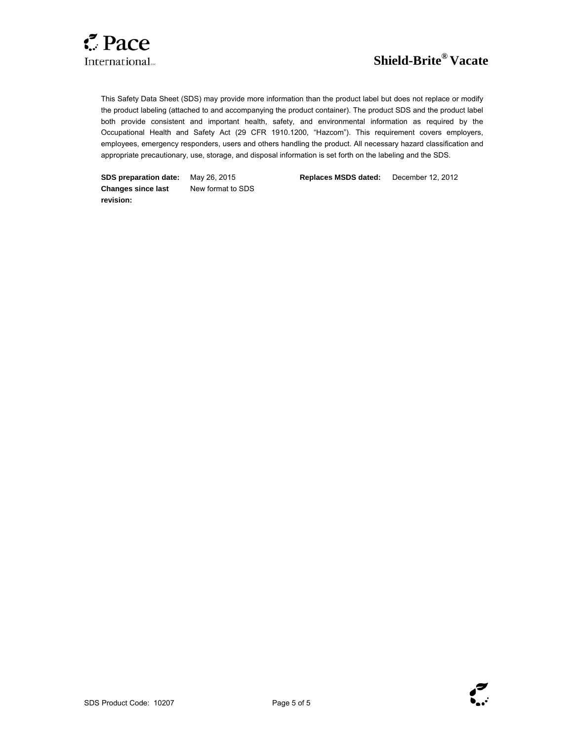This Safety Data Sheet (SDS) may provide more information than the product label but does not replace or modify the product labeling (attached to and accompanying the product container). The product SDS and the product label both provide consistent and important health, safety, and environmental information as required by the Occupational Health and Safety Act (29 CFR 1910.1200, "Hazcom"). This requirement covers employers, employees, emergency responders, users and others handling the product. All necessary hazard classification and appropriate precautionary, use, storage, and disposal information is set forth on the labeling and the SDS.

| | | | |
|---|---|---|---|
| **SDS preparation date:** | May 26, 2015 | **Replaces MSDS dated:** | December 12, 2012 |
| **Changes since last revision:** | New format to SDS | | |